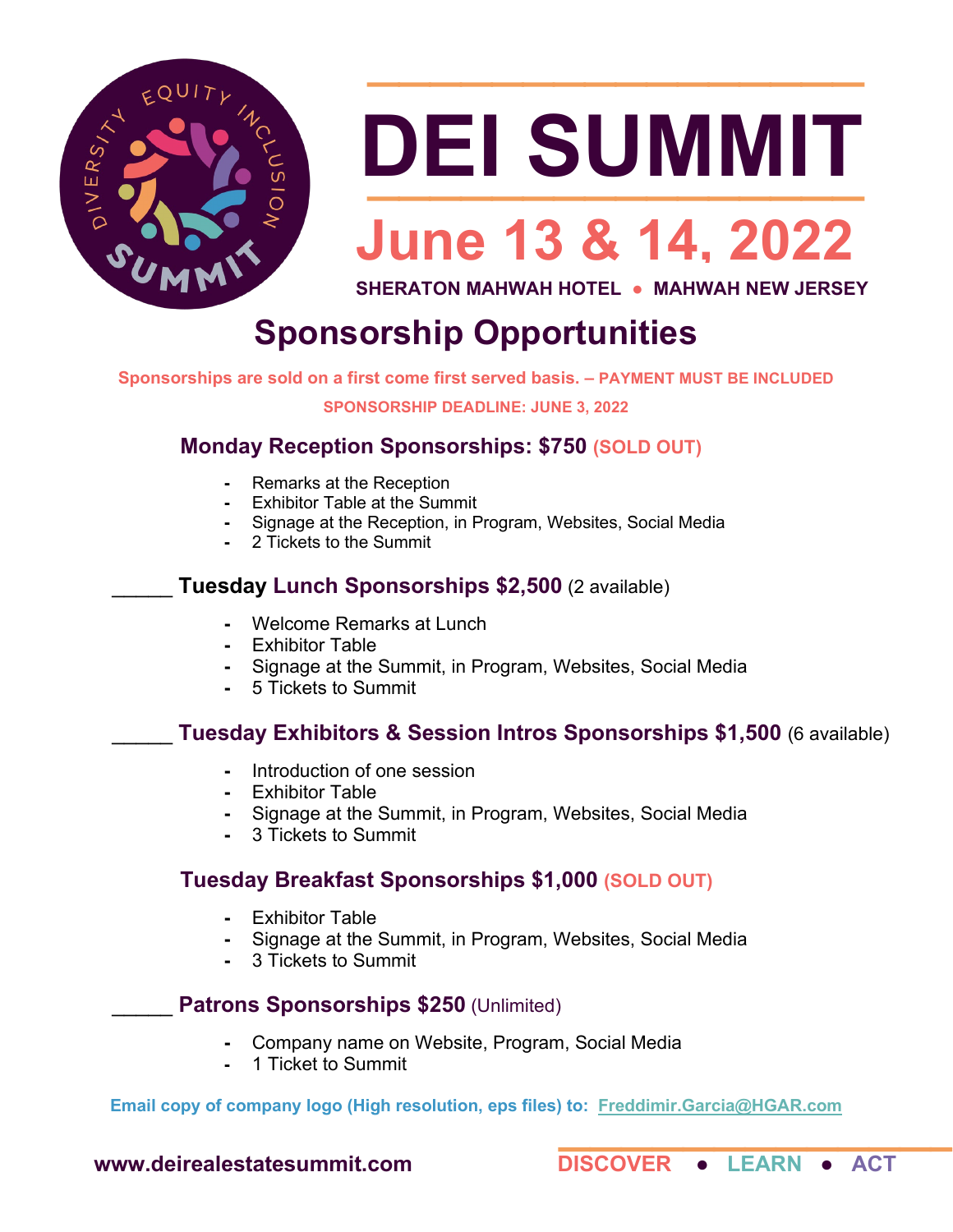# DEI SUMMIT

## June 13 & 14, 2022

**SHERATON MAHWAH HOTEL ● MAHWAH NEW JERSEY**

## Sponsorship Opportunities

**Sponsorships are sold on a first come first served basis. – PAYMENT MUST BE INCLUDED**

**SPONSORSHIP DEADLINE: JUNE 3, 2022**

### Monday Reception Sponsorships: $750 (SOLD OUT)

- Remarks at the Reception
- Exhibitor Table at the Summit
- Signage at the Reception, in Program, Websites, Social Media
- 2 Tickets to the Summit

### _____ Tuesday Lunch Sponsorships $2,500 (2 available)

- Welcome Remarks at Lunch
- Exhibitor Table
- Signage at the Summit, in Program, Websites, Social Media
- 5 Tickets to Summit

### _____ Tuesday Exhibitors & Session Intros Sponsorships $1,500 (6 available)

- Introduction of one session
- Exhibitor Table
- Signage at the Summit, in Program, Websites, Social Media
- 3 Tickets to Summit

### Tuesday Breakfast Sponsorships $1,000 (SOLD OUT)

- Exhibitor Table
- Signage at the Summit, in Program, Websites, Social Media
- 3 Tickets to Summit

### _____ Patrons Sponsorships $250 (Unlimited)

- Company name on Website, Program, Social Media
- 1 Ticket to Summit

**Email copy of company logo (High resolution, eps files) to: Freddimir.Garcia@HGAR.com**

**www.deirealestatesummit.com**

**DISCOVER ● LEARN ● ACT**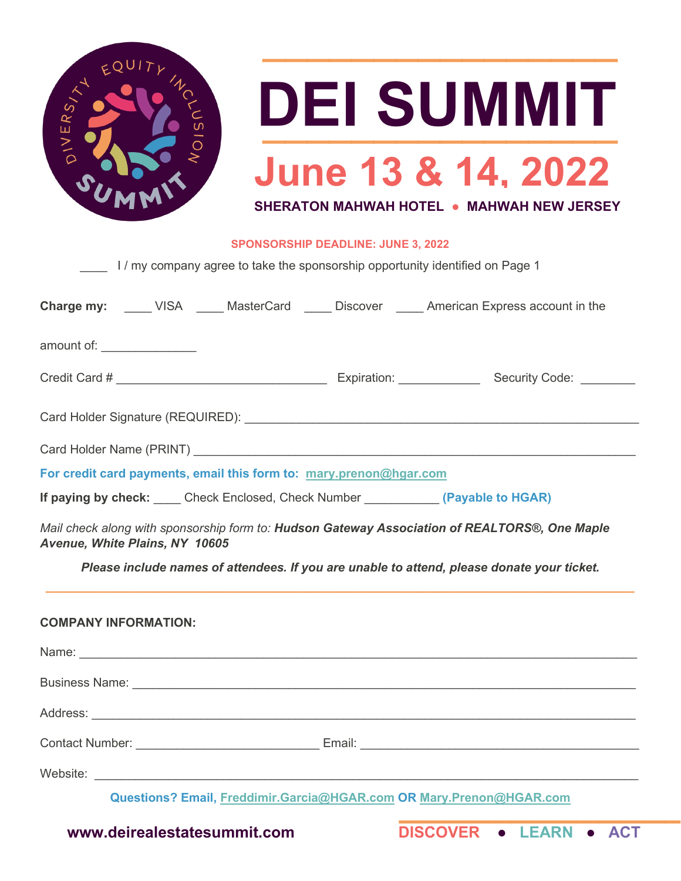# DEI SUMMIT

## June 13 & 14, 2022

**SHERATON MAHWAH HOTEL ● MAHWAH NEW JERSEY**

**SPONSORSHIP DEADLINE: JUNE 3, 2022**

____ I / my company agree to take the sponsorship opportunity identified on Page 1

**Charge my:** ____ VISA ____ MasterCard ____ Discover ____ American Express account in the

amount of: ______________

Credit Card # ________________________________ Expiration: ____________ Security Code: ________

Card Holder Signature (REQUIRED): ____________________________________________________________

Card Holder Name (PRINT) ____________________________________________________________________

**For credit card payments, email this form to:** mary.prenon@hgar.com

**If paying by check:** ____ Check Enclosed, Check Number ___________ **(Payable to HGAR)**

*Mail check along with sponsorship form to:* ***Hudson Gateway Association of REALTORS®, One Maple Avenue, White Plains, NY 10605***

***Please include names of attendees. If you are unable to attend, please donate your ticket.***

---

**COMPANY INFORMATION:**

Name: ______________________________________________________________________________

Business Name: ______________________________________________________________________

Address: ____________________________________________________________________________

Contact Number: ____________________________ Email: _______________________________________

Website: ____________________________________________________________________________

**Questions? Email,** Freddimir.Garcia@HGAR.com **OR** Mary.Prenon@HGAR.com

**www.deirealestatesummit.com**

**DISCOVER ● LEARN ● ACT**